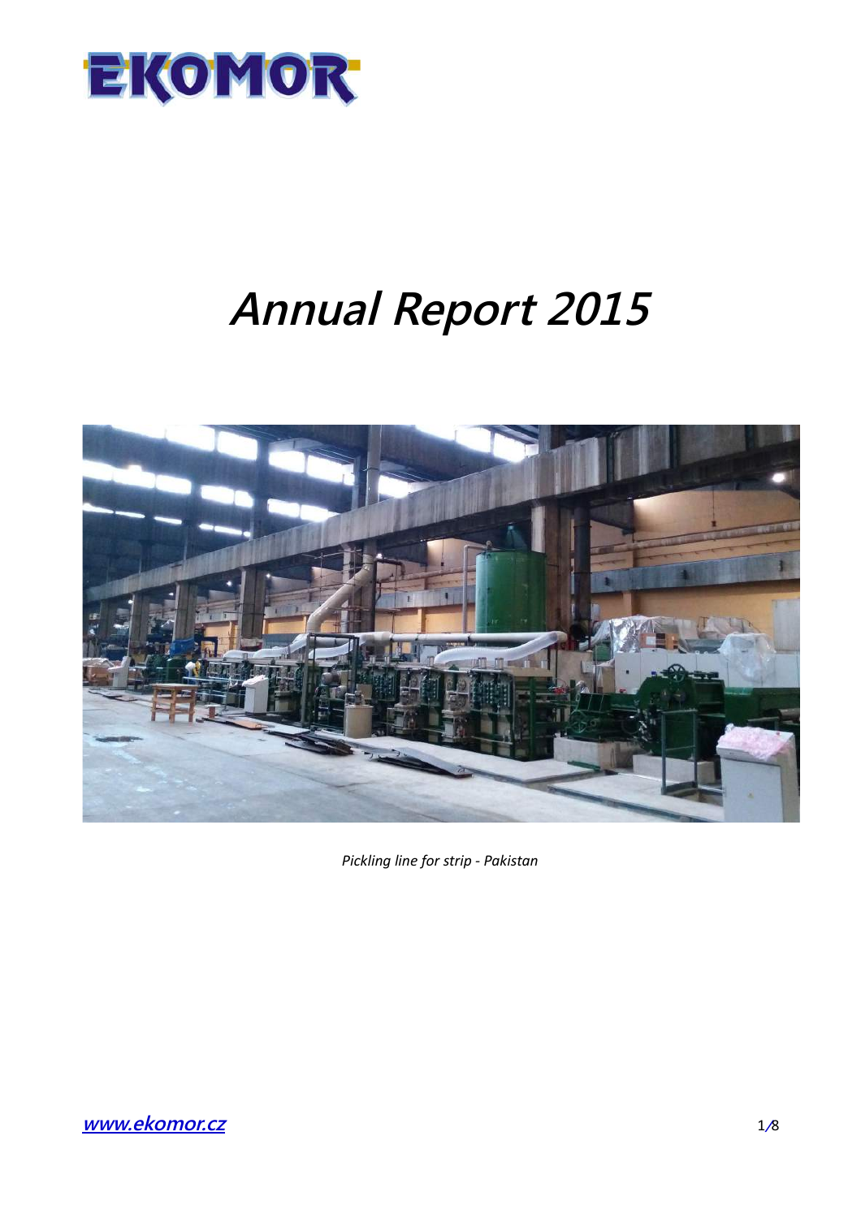EKOMOR

# *Annual Report 2015*

*Pickling line for strip - Pakistan*

[www.ekomor.cz](http://www.ekomor.cz)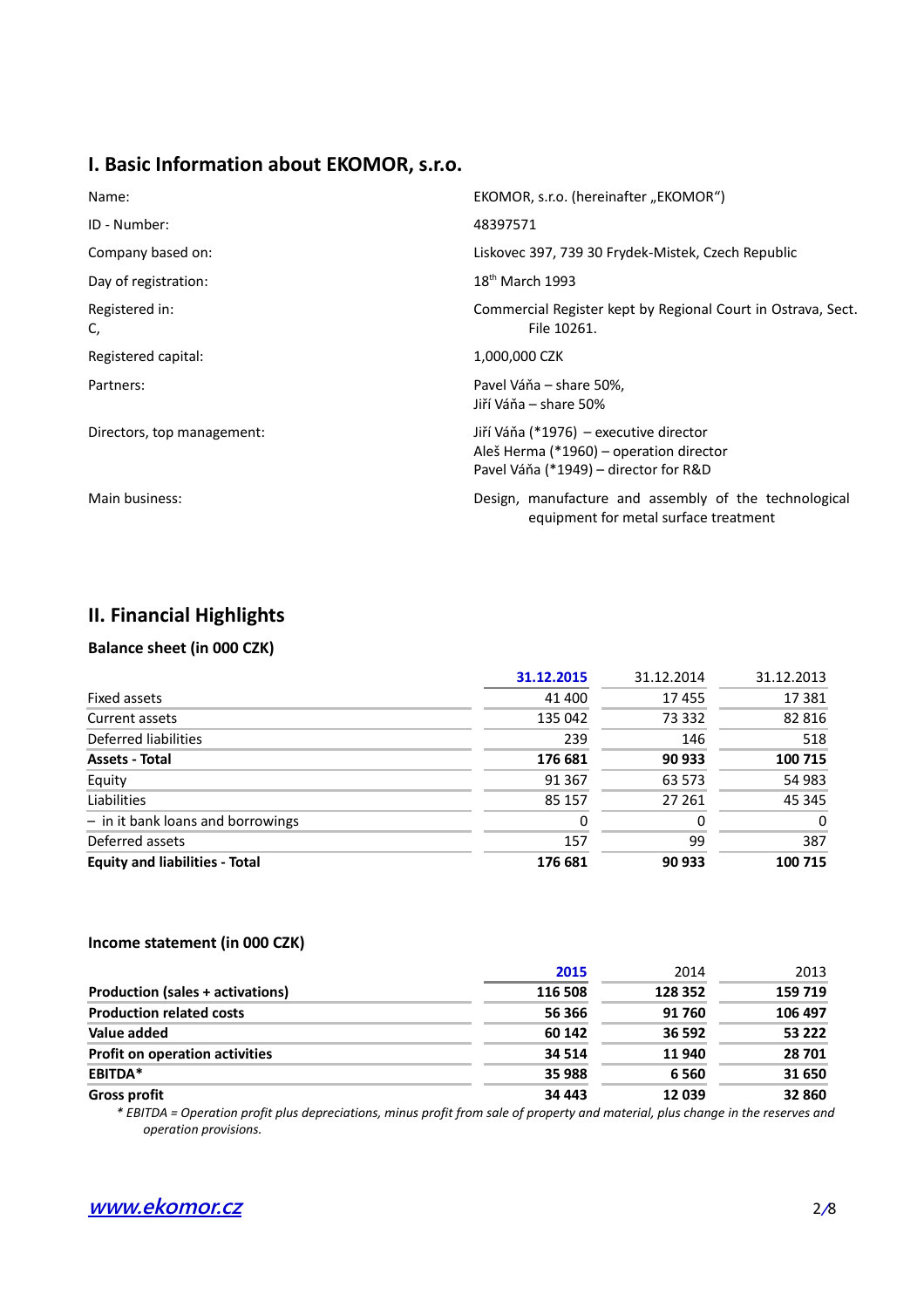## I. Basic Information about EKOMOR, s.r.o.

| | |
|---|---|
| Name: | EKOMOR, s.r.o. (hereinafter „EKOMOR“) |
| ID - Number: | 48397571 |
| Company based on: | Liskovec 397, 739 30 Frydek-Mistek, Czech Republic |
| Day of registration: | 18th March 1993 |
| Registered in: | Commercial Register kept by Regional Court in Ostrava, Sect. C, File 10261. |
| Registered capital: | 1,000,000 CZK |
| Partners: | Pavel Váňa – share 50%, Jiří Váňa – share 50% |
| Directors, top management: | Jiří Váňa (*1976) – executive director, Aleš Herma (*1960) – operation director, Pavel Váňa (*1949) – director for R&D |
| Main business: | Design, manufacture and assembly of the technological equipment for metal surface treatment |

## II. Financial Highlights

### Balance sheet (in 000 CZK)

| | 31.12.2015 | 31.12.2014 | 31.12.2013 |
|---|---|---|---|
| Fixed assets | 41 400 | 17 455 | 17 381 |
| Current assets | 135 042 | 73 332 | 82 816 |
| Deferred liabilities | 239 | 146 | 518 |
| **Assets - Total** | **176 681** | **90 933** | **100 715** |
| Equity | 91 367 | 63 573 | 54 983 |
| Liabilities | 85 157 | 27 261 | 45 345 |
| – in it bank loans and borrowings | 0 | 0 | 0 |
| Deferred assets | 157 | 99 | 387 |
| **Equity and liabilities - Total** | **176 681** | **90 933** | **100 715** |

### Income statement (in 000 CZK)

| | 2015 | 2014 | 2013 |
|---|---|---|---|
| **Production (sales + activations)** | **116 508** | **128 352** | **159 719** |
| **Production related costs** | **56 366** | **91 760** | **106 497** |
| **Value added** | **60 142** | **36 592** | **53 222** |
| **Profit on operation activities** | **34 514** | **11 940** | **28 701** |
| **EBITDA*** | **35 988** | **6 560** | **31 650** |
| **Gross profit** | **34 443** | **12 039** | **32 860** |

*\* EBITDA = Operation profit plus depreciations, minus profit from sale of property and material, plus change in the reserves and operation provisions.*

www.ekomor.cz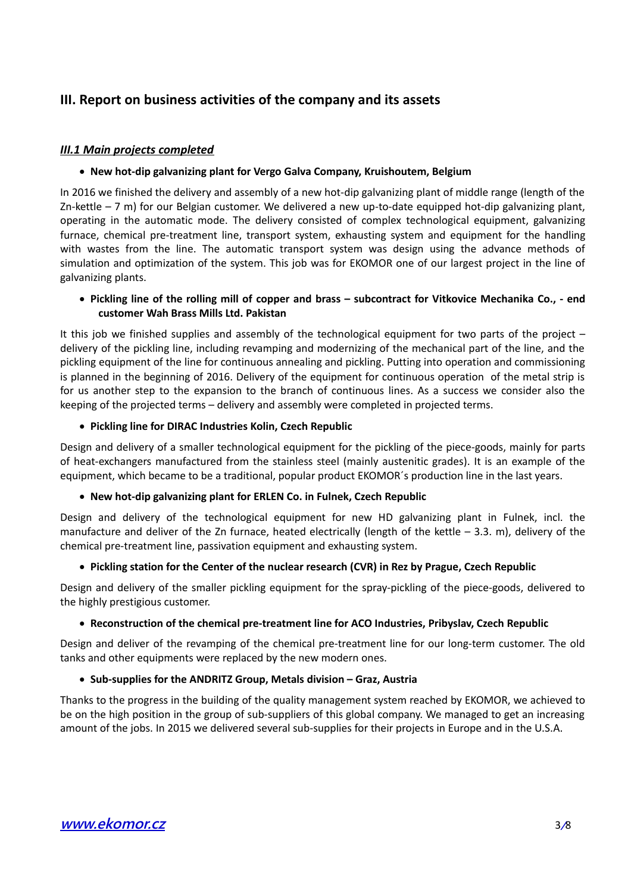## III. Report on business activities of the company and its assets

### ***III.1 Main projects completed***

- **New hot-dip galvanizing plant for Vergo Galva Company, Kruishoutem, Belgium**

In 2016 we finished the delivery and assembly of a new hot-dip galvanizing plant of middle range (length of the Zn-kettle – 7 m) for our Belgian customer. We delivered a new up-to-date equipped hot-dip galvanizing plant, operating in the automatic mode. The delivery consisted of complex technological equipment, galvanizing furnace, chemical pre-treatment line, transport system, exhausting system and equipment for the handling with wastes from the line. The automatic transport system was design using the advance methods of simulation and optimization of the system. This job was for EKOMOR one of our largest project in the line of galvanizing plants.

- **Pickling line of the rolling mill of copper and brass – subcontract for Vitkovice Mechanika Co., - end customer Wah Brass Mills Ltd. Pakistan**

It this job we finished supplies and assembly of the technological equipment for two parts of the project – delivery of the pickling line, including revamping and modernizing of the mechanical part of the line, and the pickling equipment of the line for continuous annealing and pickling. Putting into operation and commissioning is planned in the beginning of 2016. Delivery of the equipment for continuous operation of the metal strip is for us another step to the expansion to the branch of continuous lines. As a success we consider also the keeping of the projected terms – delivery and assembly were completed in projected terms.

- **Pickling line for DIRAC Industries Kolin, Czech Republic**

Design and delivery of a smaller technological equipment for the pickling of the piece-goods, mainly for parts of heat-exchangers manufactured from the stainless steel (mainly austenitic grades). It is an example of the equipment, which became to be a traditional, popular product EKOMOR´s production line in the last years.

- **New hot-dip galvanizing plant for ERLEN Co. in Fulnek, Czech Republic**

Design and delivery of the technological equipment for new HD galvanizing plant in Fulnek, incl. the manufacture and deliver of the Zn furnace, heated electrically (length of the kettle – 3.3. m), delivery of the chemical pre-treatment line, passivation equipment and exhausting system.

- **Pickling station for the Center of the nuclear research (CVR) in Rez by Prague, Czech Republic**

Design and delivery of the smaller pickling equipment for the spray-pickling of the piece-goods, delivered to the highly prestigious customer.

- **Reconstruction of the chemical pre-treatment line for ACO Industries, Pribyslav, Czech Republic**

Design and deliver of the revamping of the chemical pre-treatment line for our long-term customer. The old tanks and other equipments were replaced by the new modern ones.

- **Sub-supplies for the ANDRITZ Group, Metals division – Graz, Austria**

Thanks to the progress in the building of the quality management system reached by EKOMOR, we achieved to be on the high position in the group of sub-suppliers of this global company. We managed to get an increasing amount of the jobs. In 2015 we delivered several sub-supplies for their projects in Europe and in the U.S.A.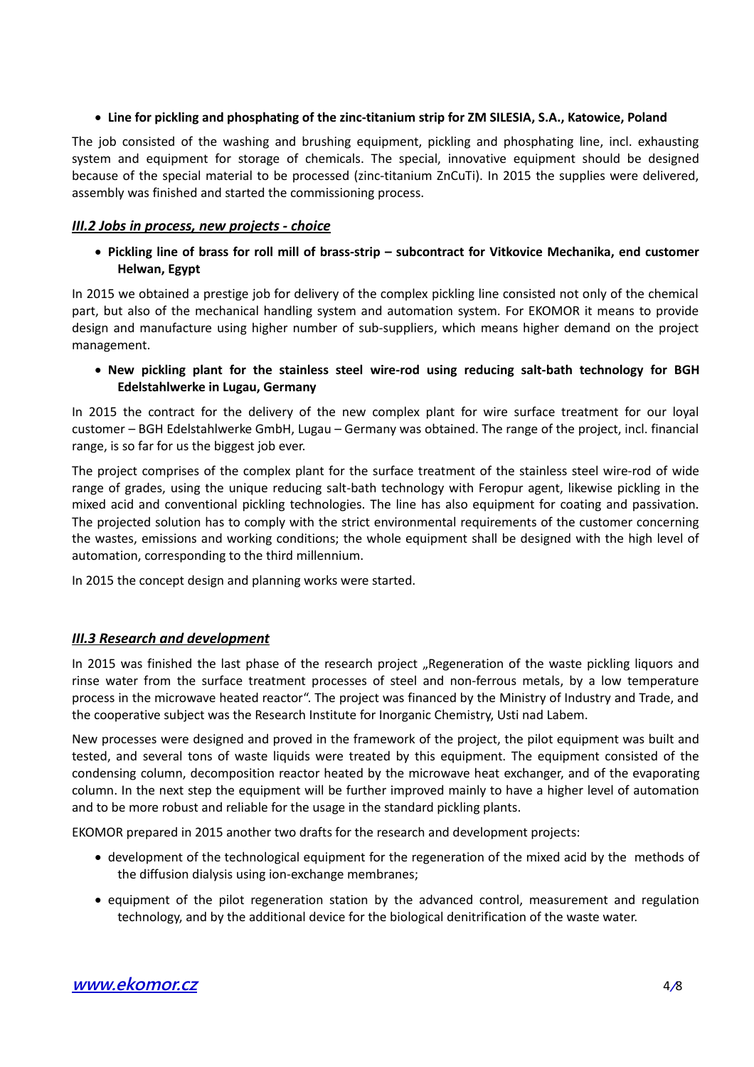- **Line for pickling and phosphating of the zinc-titanium strip for ZM SILESIA, S.A., Katowice, Poland**

The job consisted of the washing and brushing equipment, pickling and phosphating line, incl. exhausting system and equipment for storage of chemicals. The special, innovative equipment should be designed because of the special material to be processed (zinc-titanium ZnCuTi). In 2015 the supplies were delivered, assembly was finished and started the commissioning process.

### ***III.2 Jobs in process, new projects - choice***

- **Pickling line of brass for roll mill of brass-strip – subcontract for Vitkovice Mechanika, end customer Helwan, Egypt**

In 2015 we obtained a prestige job for delivery of the complex pickling line consisted not only of the chemical part, but also of the mechanical handling system and automation system. For EKOMOR it means to provide design and manufacture using higher number of sub-suppliers, which means higher demand on the project management.

- **New pickling plant for the stainless steel wire-rod using reducing salt-bath technology for BGH Edelstahlwerke in Lugau, Germany**

In 2015 the contract for the delivery of the new complex plant for wire surface treatment for our loyal customer – BGH Edelstahlwerke GmbH, Lugau – Germany was obtained. The range of the project, incl. financial range, is so far for us the biggest job ever.

The project comprises of the complex plant for the surface treatment of the stainless steel wire-rod of wide range of grades, using the unique reducing salt-bath technology with Feropur agent, likewise pickling in the mixed acid and conventional pickling technologies. The line has also equipment for coating and passivation. The projected solution has to comply with the strict environmental requirements of the customer concerning the wastes, emissions and working conditions; the whole equipment shall be designed with the high level of automation, corresponding to the third millennium.

In 2015 the concept design and planning works were started.

### ***III.3 Research and development***

In 2015 was finished the last phase of the research project „Regeneration of the waste pickling liquors and rinse water from the surface treatment processes of steel and non-ferrous metals, by a low temperature process in the microwave heated reactor". The project was financed by the Ministry of Industry and Trade, and the cooperative subject was the Research Institute for Inorganic Chemistry, Usti nad Labem.

New processes were designed and proved in the framework of the project, the pilot equipment was built and tested, and several tons of waste liquids were treated by this equipment. The equipment consisted of the condensing column, decomposition reactor heated by the microwave heat exchanger, and of the evaporating column. In the next step the equipment will be further improved mainly to have a higher level of automation and to be more robust and reliable for the usage in the standard pickling plants.

EKOMOR prepared in 2015 another two drafts for the research and development projects:

- development of the technological equipment for the regeneration of the mixed acid by the methods of the diffusion dialysis using ion-exchange membranes;
- equipment of the pilot regeneration station by the advanced control, measurement and regulation technology, and by the additional device for the biological denitrification of the waste water.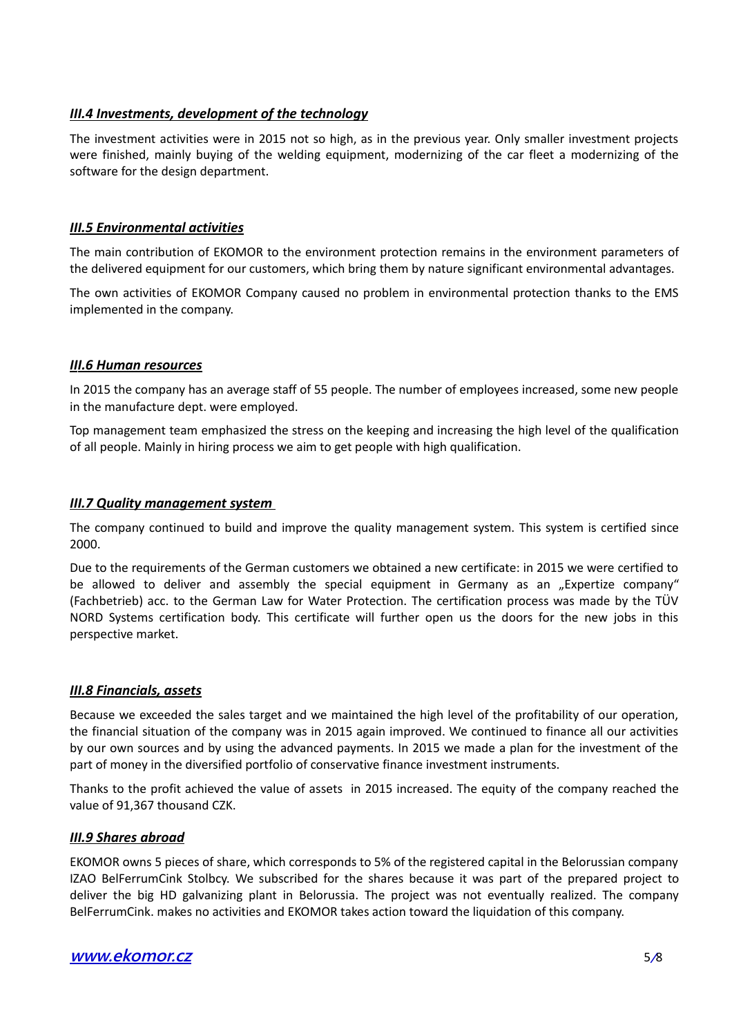### *III.4 Investments, development of the technology*

The investment activities were in 2015 not so high, as in the previous year. Only smaller investment projects were finished, mainly buying of the welding equipment, modernizing of the car fleet a modernizing of the software for the design department.

### *III.5 Environmental activities*

The main contribution of EKOMOR to the environment protection remains in the environment parameters of the delivered equipment for our customers, which bring them by nature significant environmental advantages.

The own activities of EKOMOR Company caused no problem in environmental protection thanks to the EMS implemented in the company.

### *III.6 Human resources*

In 2015 the company has an average staff of 55 people. The number of employees increased, some new people in the manufacture dept. were employed.

Top management team emphasized the stress on the keeping and increasing the high level of the qualification of all people. Mainly in hiring process we aim to get people with high qualification.

### *III.7 Quality management system*

The company continued to build and improve the quality management system. This system is certified since 2000.

Due to the requirements of the German customers we obtained a new certificate: in 2015 we were certified to be allowed to deliver and assembly the special equipment in Germany as an „Expertize company" (Fachbetrieb) acc. to the German Law for Water Protection. The certification process was made by the TÜV NORD Systems certification body. This certificate will further open us the doors for the new jobs in this perspective market.

### *III.8 Financials, assets*

Because we exceeded the sales target and we maintained the high level of the profitability of our operation, the financial situation of the company was in 2015 again improved. We continued to finance all our activities by our own sources and by using the advanced payments. In 2015 we made a plan for the investment of the part of money in the diversified portfolio of conservative finance investment instruments.

Thanks to the profit achieved the value of assets in 2015 increased. The equity of the company reached the value of 91,367 thousand CZK.

### *III.9 Shares abroad*

EKOMOR owns 5 pieces of share, which corresponds to 5% of the registered capital in the Belorussian company IZAO BelFerrumCink Stolbcy. We subscribed for the shares because it was part of the prepared project to deliver the big HD galvanizing plant in Belorussia. The project was not eventually realized. The company BelFerrumCink. makes no activities and EKOMOR takes action toward the liquidation of this company.

www.ekomor.cz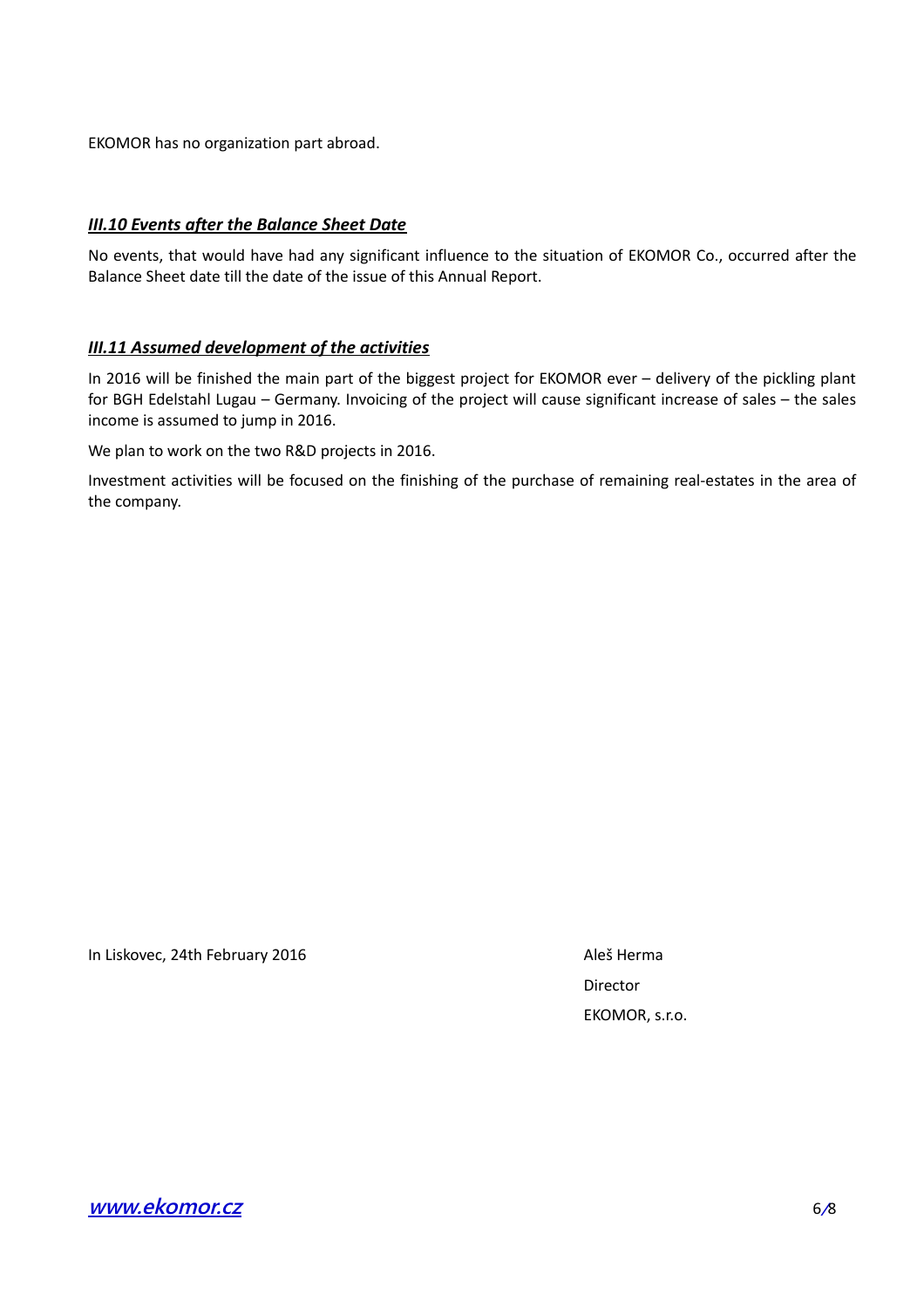EKOMOR has no organization part abroad.

### ***III.10 Events after the Balance Sheet Date***

No events, that would have had any significant influence to the situation of EKOMOR Co., occurred after the Balance Sheet date till the date of the issue of this Annual Report.

### ***III.11 Assumed development of the activities***

In 2016 will be finished the main part of the biggest project for EKOMOR ever – delivery of the pickling plant for BGH Edelstahl Lugau – Germany. Invoicing of the project will cause significant increase of sales – the sales income is assumed to jump in 2016.

We plan to work on the two R&D projects in 2016.

Investment activities will be focused on the finishing of the purchase of remaining real-estates in the area of the company.

In Liskovec, 24th February 2016

Aleš Herma

Director

EKOMOR, s.r.o.

www.ekomor.cz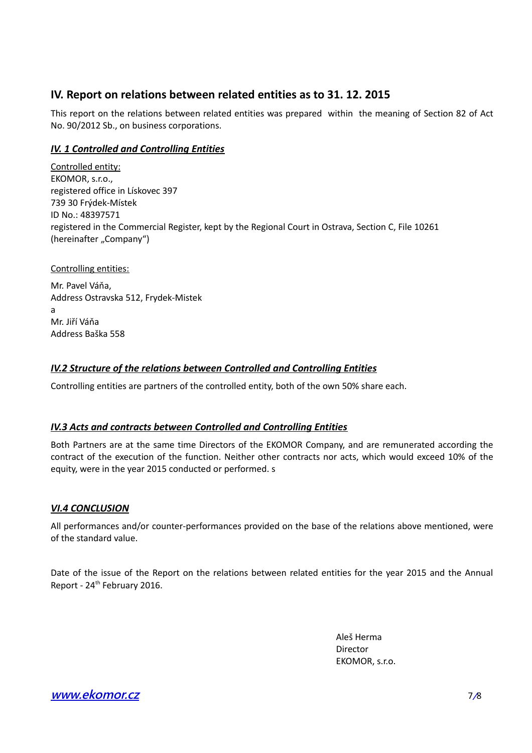## IV. Report on relations between related entities as to 31. 12. 2015

This report on the relations between related entities was prepared within the meaning of Section 82 of Act No. 90/2012 Sb., on business corporations.

### ***IV. 1 Controlled and Controlling Entities***

Controlled entity:
EKOMOR, s.r.o.,
registered office in Lískovec 397
739 30 Frýdek-Místek
ID No.: 48397571
registered in the Commercial Register, kept by the Regional Court in Ostrava, Section C, File 10261
(hereinafter „Company")

Controlling entities:

Mr. Pavel Váňa,
Address Ostravska 512, Frydek-Mistek
a
Mr. Jiří Váňa
Address Baška 558

### ***IV.2 Structure of the relations between Controlled and Controlling Entities***

Controlling entities are partners of the controlled entity, both of the own 50% share each.

### ***IV.3 Acts and contracts between Controlled and Controlling Entities***

Both Partners are at the same time Directors of the EKOMOR Company, and are remunerated according the contract of the execution of the function. Neither other contracts nor acts, which would exceed 10% of the equity, were in the year 2015 conducted or performed. s

### ***VI.4 CONCLUSION***

All performances and/or counter-performances provided on the base of the relations above mentioned, were of the standard value.

Date of the issue of the Report on the relations between related entities for the year 2015 and the Annual Report - 24th February 2016.

Aleš Herma
Director
EKOMOR, s.r.o.

www.ekomor.cz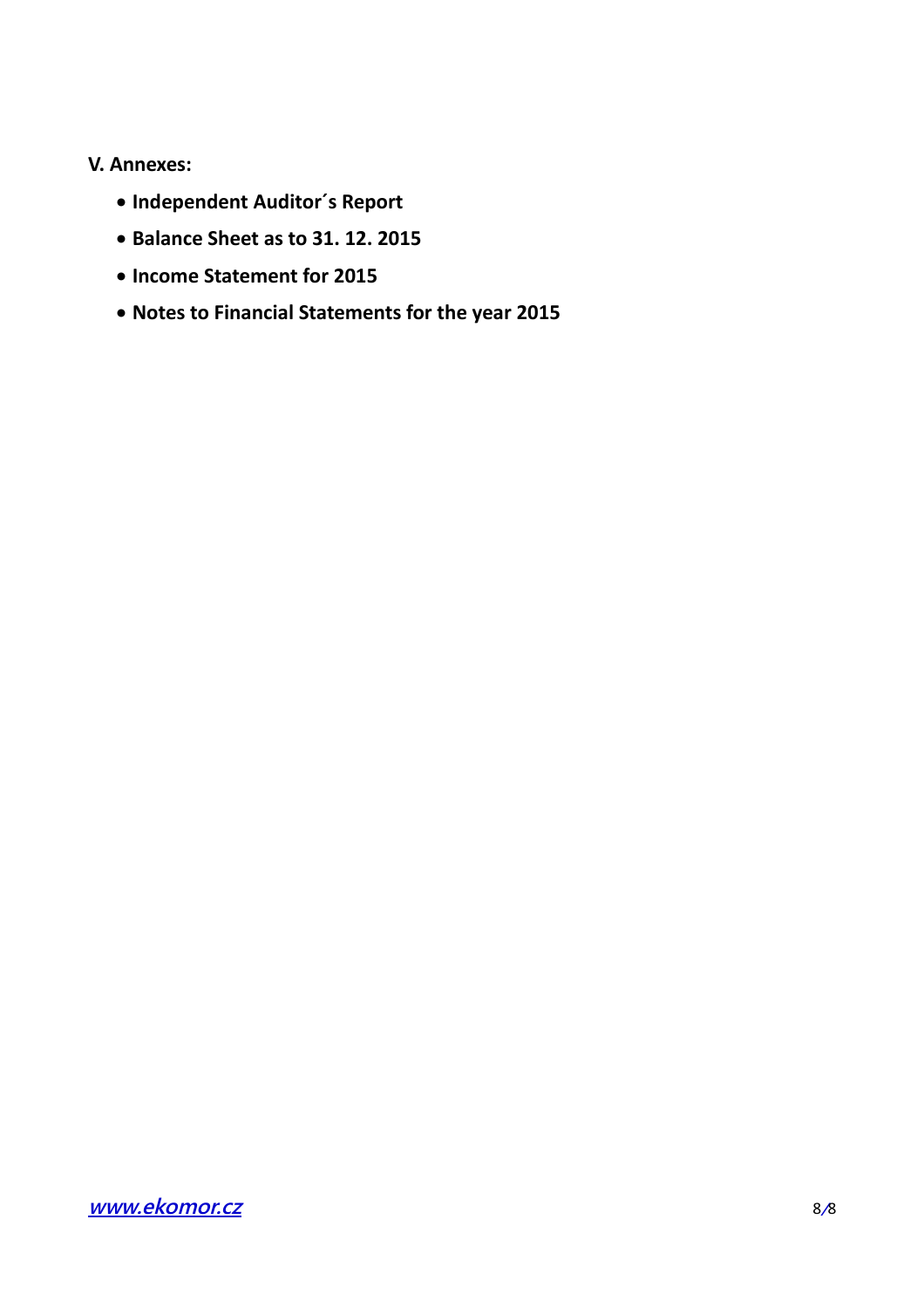**V. Annexes:**

- **Independent Auditor´s Report**
- **Balance Sheet as to 31. 12. 2015**
- **Income Statement for 2015**
- **Notes to Financial Statements for the year 2015**